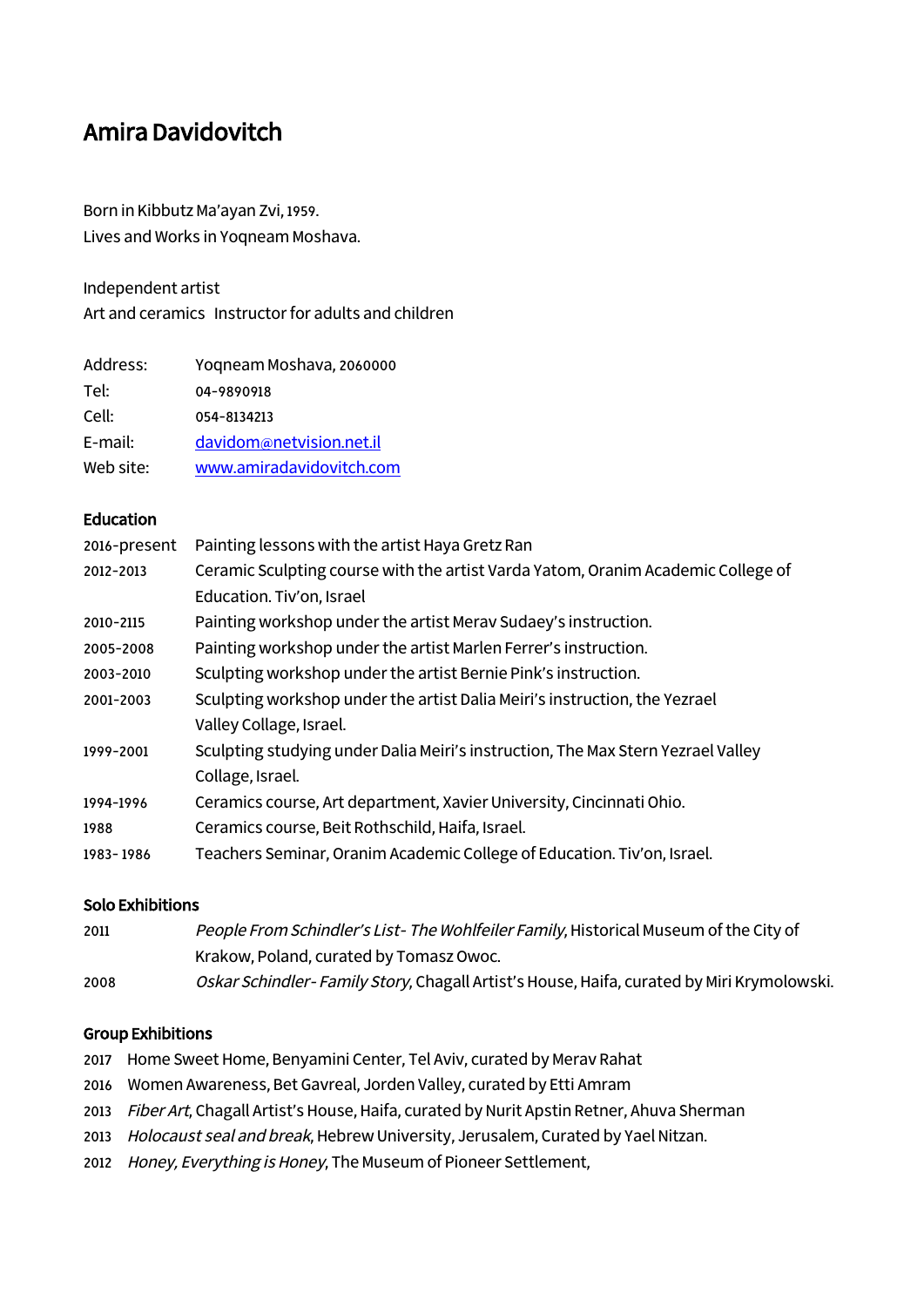# Amira Davidovitch

Born in Kibbutz Ma'ayan Zvi, 1959.
Lives and Works in Yoqneam Moshava.

Independent artist
Art and ceramics Instructor for adults and children

| | |
|---|---|
| Address: | Yoqneam Moshava, 2060000 |
| Tel: | 04-9890918 |
| Cell: | 054-8134213 |
| E-mail: | [davidom@netvision.net.il](mailto:davidom@netvision.net.il) |
| Web site: | [www.amiradavidovitch.com](http://www.amiradavidovitch.com) |

### Education

| | |
|---|---|
| 2016-present | Painting lessons with the artist Haya Gretz Ran |
| 2012-2013 | Ceramic Sculpting course with the artist Varda Yatom, Oranim Academic College of Education. Tiv'on, Israel |
| 2010-2115 | Painting workshop under the artist Merav Sudaey's instruction. |
| 2005-2008 | Painting workshop under the artist Marlen Ferrer's instruction. |
| 2003-2010 | Sculpting workshop under the artist Bernie Pink's instruction. |
| 2001-2003 | Sculpting workshop under the artist Dalia Meiri's instruction, the Yezrael Valley Collage, Israel. |
| 1999-2001 | Sculpting studying under Dalia Meiri's instruction, The Max Stern Yezrael Valley Collage, Israel. |
| 1994-1996 | Ceramics course, Art department, Xavier University, Cincinnati Ohio. |
| 1988 | Ceramics course, Beit Rothschild, Haifa, Israel. |
| 1983- 1986 | Teachers Seminar, Oranim Academic College of Education. Tiv'on, Israel. |

### Solo Exhibitions

| | |
|---|---|
| 2011 | *People From Schindler's List- The Wohlfeiler Family*, Historical Museum of the City of Krakow, Poland, curated by Tomasz Owoc. |
| 2008 | *Oskar Schindler- Family Story*, Chagall Artist's House, Haifa, curated by Miri Krymolowski. |

### Group Exhibitions

2017 Home Sweet Home, Benyamini Center, Tel Aviv, curated by Merav Rahat
2016 Women Awareness, Bet Gavreal, Jorden Valley, curated by Etti Amram
2013 *Fiber Art*, Chagall Artist's House, Haifa, curated by Nurit Apstin Retner, Ahuva Sherman
2013 *Holocaust seal and break*, Hebrew University, Jerusalem, Curated by Yael Nitzan.
2012 *Honey, Everything is Honey*, The Museum of Pioneer Settlement,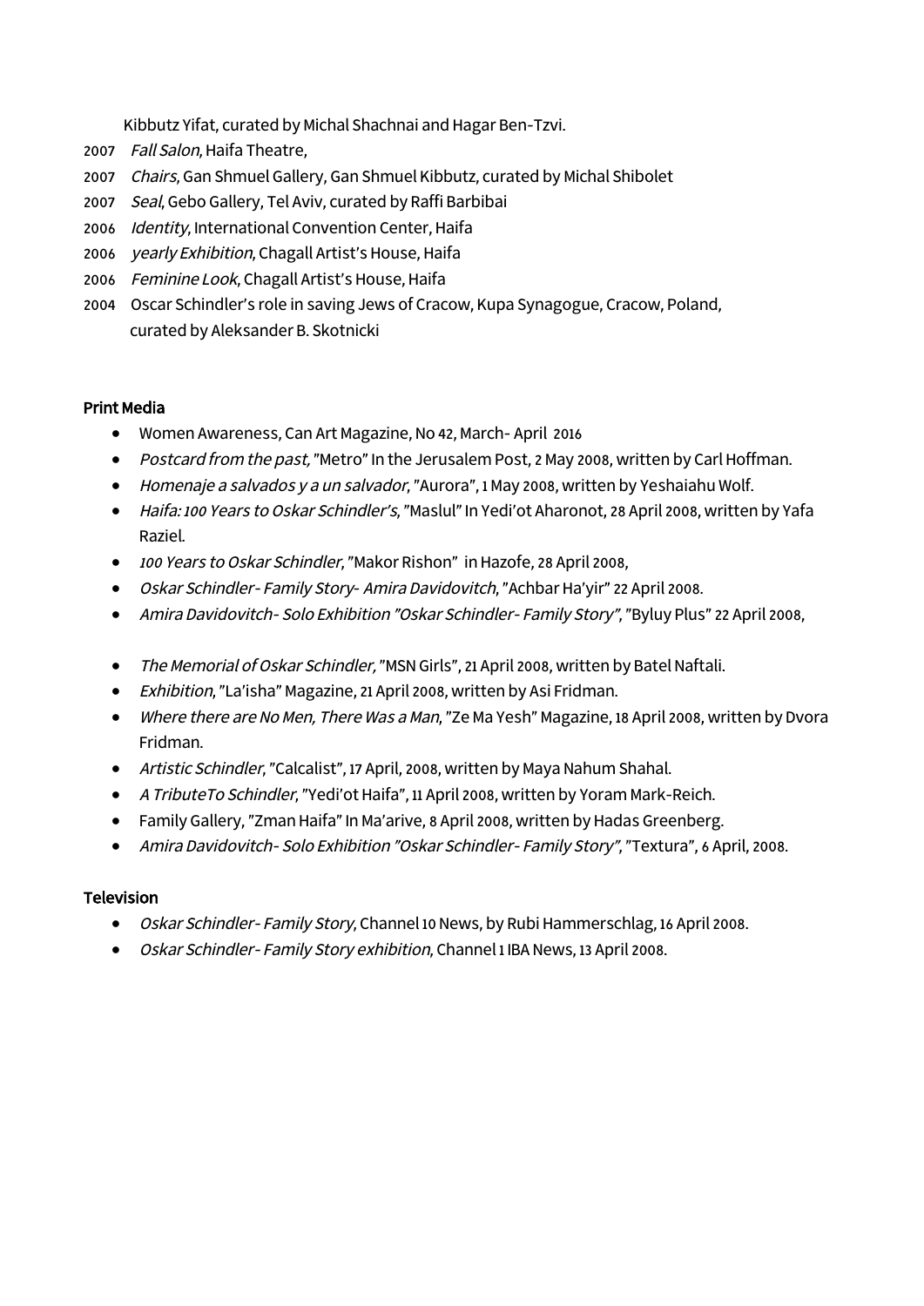Kibbutz Yifat, curated by Michal Shachnai and Hagar Ben-Tzvi.

2007 *Fall Salon*, Haifa Theatre,

2007 *Chairs*, Gan Shmuel Gallery, Gan Shmuel Kibbutz, curated by Michal Shibolet

2007 *Seal*, Gebo Gallery, Tel Aviv, curated by Raffi Barbibai

2006 *Identity*, International Convention Center, Haifa

2006 *yearly Exhibition*, Chagall Artist's House, Haifa

2006 *Feminine Look*, Chagall Artist's House, Haifa

2004 Oscar Schindler's role in saving Jews of Cracow, Kupa Synagogue, Cracow, Poland, curated by Aleksander B. Skotnicki

**Print Media**

- Women Awareness, Can Art Magazine, No 42, March- April 2016
- *Postcard from the past,* "Metro" In the Jerusalem Post, 2 May 2008, written by Carl Hoffman.
- *Homenaje a salvados y a un salvador*, "Aurora", 1 May 2008, written by Yeshaiahu Wolf.
- *Haifa: 100 Years to Oskar Schindler's*, "Maslul" In Yedi'ot Aharonot, 28 April 2008, written by Yafa Raziel.
- *100 Years to Oskar Schindler*, "Makor Rishon" in Hazofe, 28 April 2008,
- *Oskar Schindler- Family Story- Amira Davidovitch*, "Achbar Ha'yir" 22 April 2008.
- *Amira Davidovitch- Solo Exhibition "Oskar Schindler- Family Story"*, "Byluy Plus" 22 April 2008,
- *The Memorial of Oskar Schindler,* "MSN Girls", 21 April 2008, written by Batel Naftali.
- *Exhibition*, "La'isha" Magazine, 21 April 2008, written by Asi Fridman.
- *Where there are No Men, There Was a Man*, "Ze Ma Yesh" Magazine, 18 April 2008, written by Dvora Fridman.
- *Artistic Schindler*, "Calcalist", 17 April, 2008, written by Maya Nahum Shahal.
- *A TributeTo Schindler*, "Yedi'ot Haifa", 11 April 2008, written by Yoram Mark-Reich.
- Family Gallery, "Zman Haifa" In Ma'arive, 8 April 2008, written by Hadas Greenberg.
- *Amira Davidovitch- Solo Exhibition "Oskar Schindler- Family Story"*, "Textura", 6 April, 2008.

**Television**

- *Oskar Schindler- Family Story,* Channel 10 News, by Rubi Hammerschlag, 16 April 2008.
- *Oskar Schindler- Family Story exhibition*, Channel 1 IBA News, 13 April 2008.